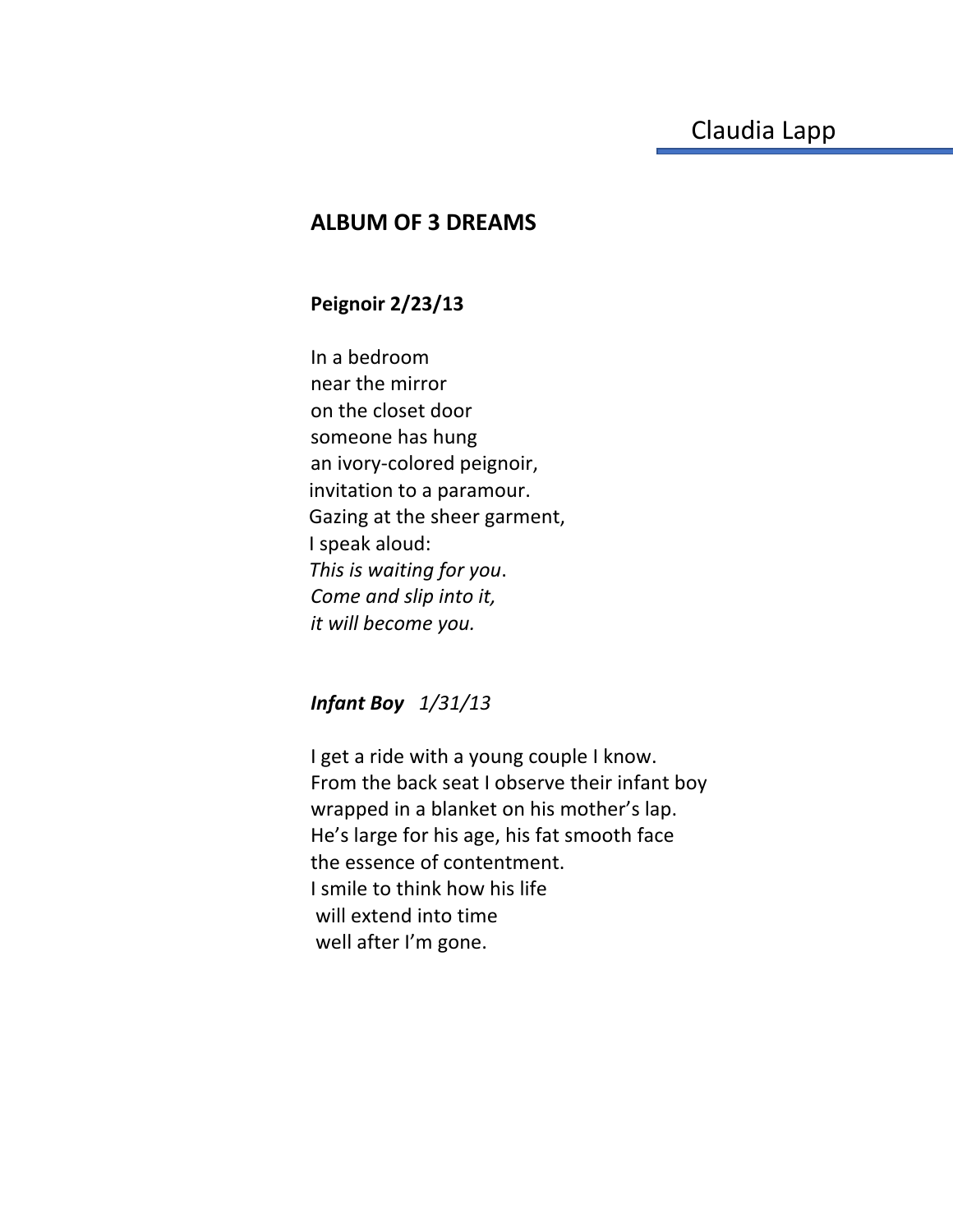Claudia Lapp

## ALBUM OF 3 DREAMS

### Peignoir 2/23/13

In a bedroom
near the mirror
on the closet door
someone has hung
an ivory-colored peignoir,
invitation to a paramour.
Gazing at the sheer garment,
I speak aloud:
*This is waiting for you*.
*Come and slip into it,*
*it will become you.*

### *Infant Boy* *1/31/13*

I get a ride with a young couple I know.
From the back seat I observe their infant boy
wrapped in a blanket on his mother's lap.
He's large for his age, his fat smooth face
the essence of contentment.
I smile to think how his life
will extend into time
well after I'm gone.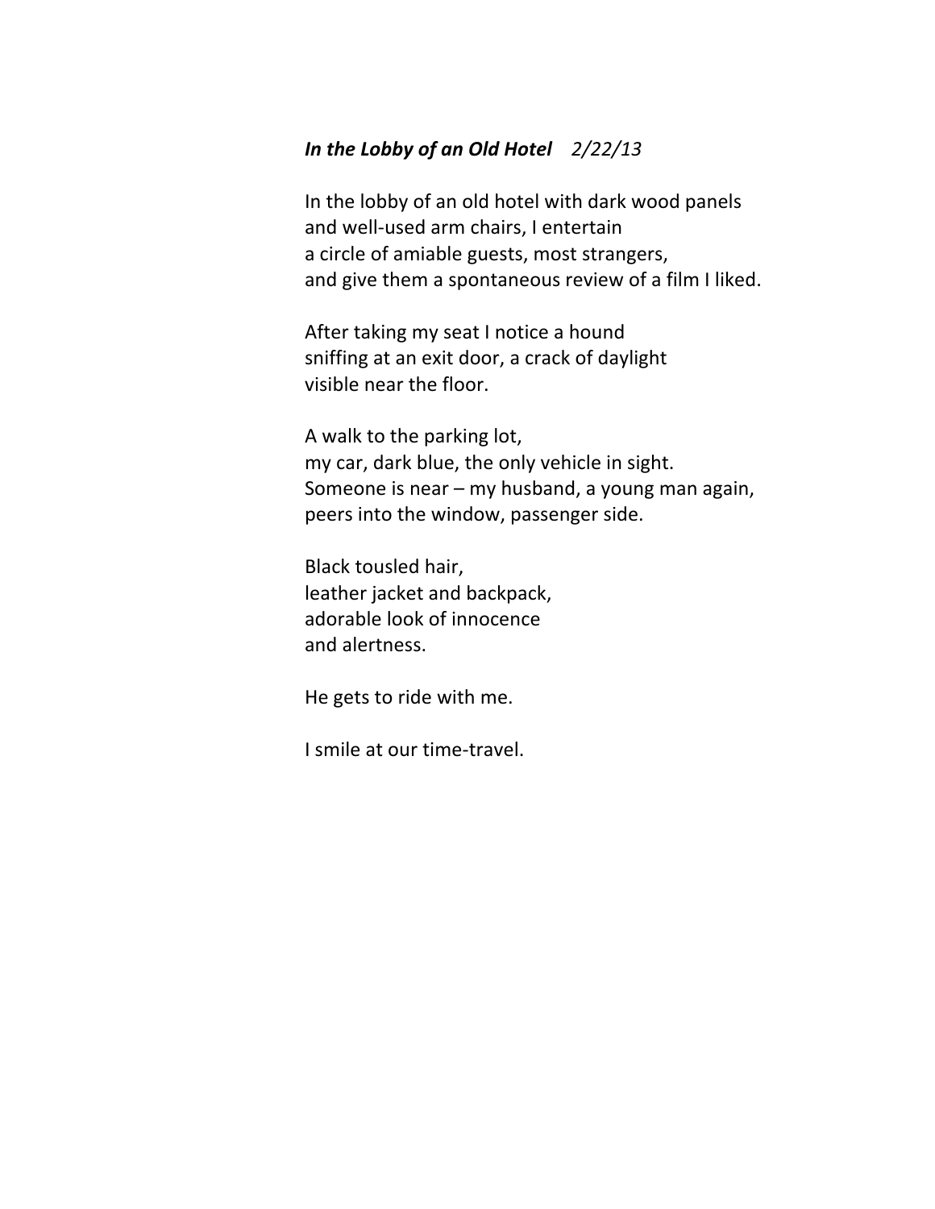***In the Lobby of an Old Hotel*** *2/22/13*

In the lobby of an old hotel with dark wood panels
and well-used arm chairs, I entertain
a circle of amiable guests, most strangers,
and give them a spontaneous review of a film I liked.

After taking my seat I notice a hound
sniffing at an exit door, a crack of daylight
visible near the floor.

A walk to the parking lot,
my car, dark blue, the only vehicle in sight.
Someone is near – my husband, a young man again,
peers into the window, passenger side.

Black tousled hair,
leather jacket and backpack,
adorable look of innocence
and alertness.

He gets to ride with me.

I smile at our time-travel.